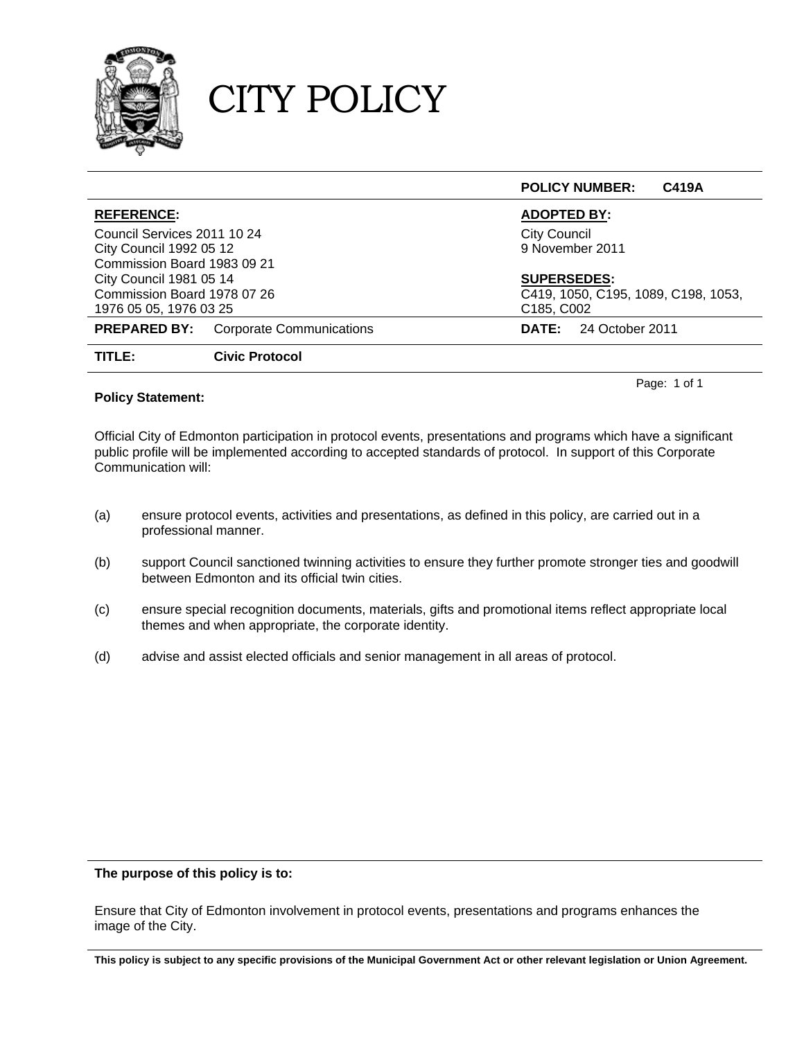# CITY POLICY

| | POLICY NUMBER: C419A |
|---|---|
| **REFERENCE:** | **ADOPTED BY:** |
| Council Services 2011 10 24<br>City Council 1992 05 12<br>Commission Board 1983 09 21<br>City Council 1981 05 14<br>Commission Board 1978 07 26<br>1976 05 05, 1976 03 25 | City Council<br>9 November 2011<br><br>**SUPERSEDES:**<br>C419, 1050, C195, 1089, C198, 1053, C185, C002 |
| **PREPARED BY:** Corporate Communications | **DATE:** 24 October 2011 |
| **TITLE:** **Civic Protocol** | |

**Policy Statement:**

Official City of Edmonton participation in protocol events, presentations and programs which have a significant public profile will be implemented according to accepted standards of protocol. In support of this Corporate Communication will:

(a) ensure protocol events, activities and presentations, as defined in this policy, are carried out in a professional manner.

(b) support Council sanctioned twinning activities to ensure they further promote stronger ties and goodwill between Edmonton and its official twin cities.

(c) ensure special recognition documents, materials, gifts and promotional items reflect appropriate local themes and when appropriate, the corporate identity.

(d) advise and assist elected officials and senior management in all areas of protocol.

**The purpose of this policy is to:**

Ensure that City of Edmonton involvement in protocol events, presentations and programs enhances the image of the City.

**This policy is subject to any specific provisions of the Municipal Government Act or other relevant legislation or Union Agreement.**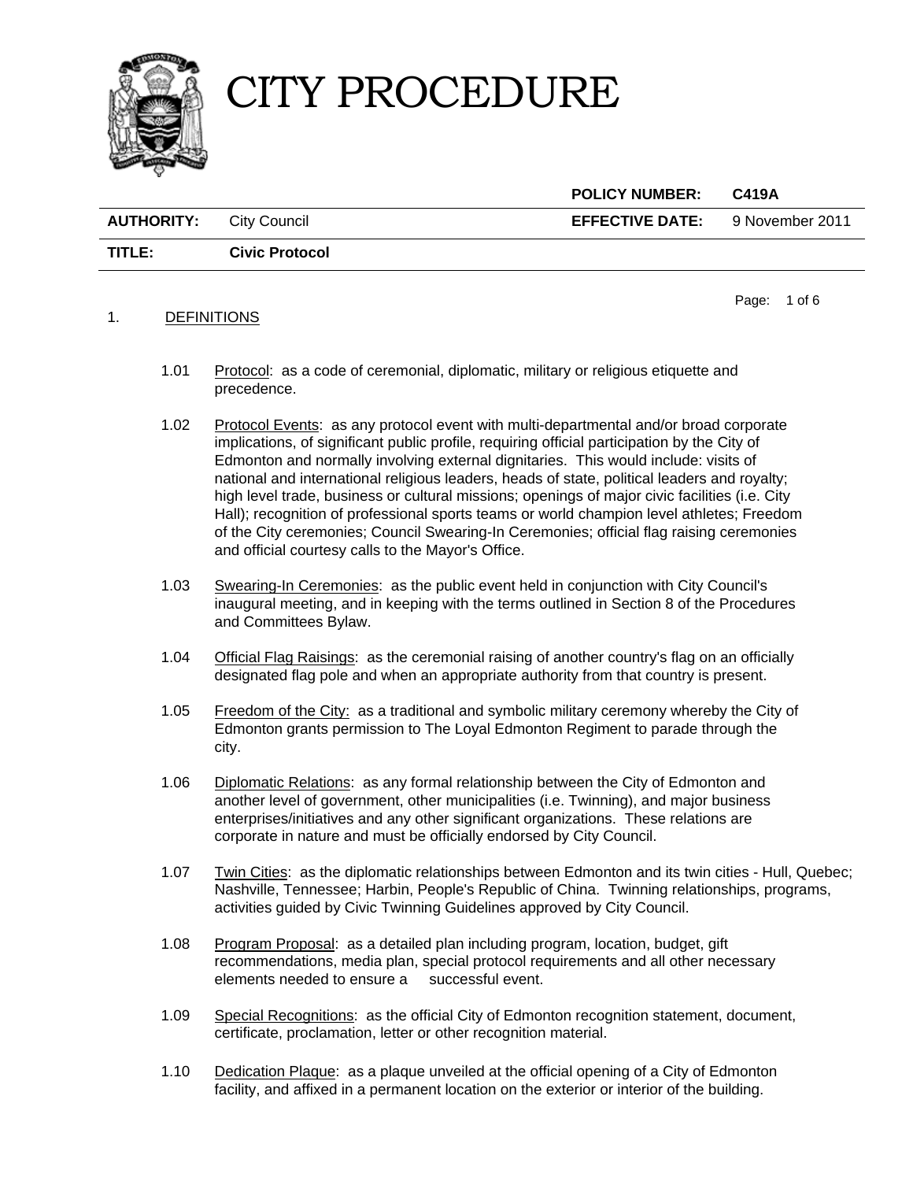# CITY PROCEDURE

| | | **POLICY NUMBER:** | **C419A** |
|---|---|---|---|
| **AUTHORITY:** | City Council | **EFFECTIVE DATE:** | 9 November 2011 |
| **TITLE:** | **Civic Protocol** | | |

1. DEFINITIONS

1.01 Protocol: as a code of ceremonial, diplomatic, military or religious etiquette and precedence.

1.02 Protocol Events: as any protocol event with multi-departmental and/or broad corporate implications, of significant public profile, requiring official participation by the City of Edmonton and normally involving external dignitaries. This would include: visits of national and international religious leaders, heads of state, political leaders and royalty; high level trade, business or cultural missions; openings of major civic facilities (i.e. City Hall); recognition of professional sports teams or world champion level athletes; Freedom of the City ceremonies; Council Swearing-In Ceremonies; official flag raising ceremonies and official courtesy calls to the Mayor's Office.

1.03 Swearing-In Ceremonies: as the public event held in conjunction with City Council's inaugural meeting, and in keeping with the terms outlined in Section 8 of the Procedures and Committees Bylaw.

1.04 Official Flag Raisings: as the ceremonial raising of another country's flag on an officially designated flag pole and when an appropriate authority from that country is present.

1.05 Freedom of the City: as a traditional and symbolic military ceremony whereby the City of Edmonton grants permission to The Loyal Edmonton Regiment to parade through the city.

1.06 Diplomatic Relations: as any formal relationship between the City of Edmonton and another level of government, other municipalities (i.e. Twinning), and major business enterprises/initiatives and any other significant organizations. These relations are corporate in nature and must be officially endorsed by City Council.

1.07 Twin Cities: as the diplomatic relationships between Edmonton and its twin cities - Hull, Quebec; Nashville, Tennessee; Harbin, People's Republic of China. Twinning relationships, programs, activities guided by Civic Twinning Guidelines approved by City Council.

1.08 Program Proposal: as a detailed plan including program, location, budget, gift recommendations, media plan, special protocol requirements and all other necessary elements needed to ensure a successful event.

1.09 Special Recognitions: as the official City of Edmonton recognition statement, document, certificate, proclamation, letter or other recognition material.

1.10 Dedication Plaque: as a plaque unveiled at the official opening of a City of Edmonton facility, and affixed in a permanent location on the exterior or interior of the building.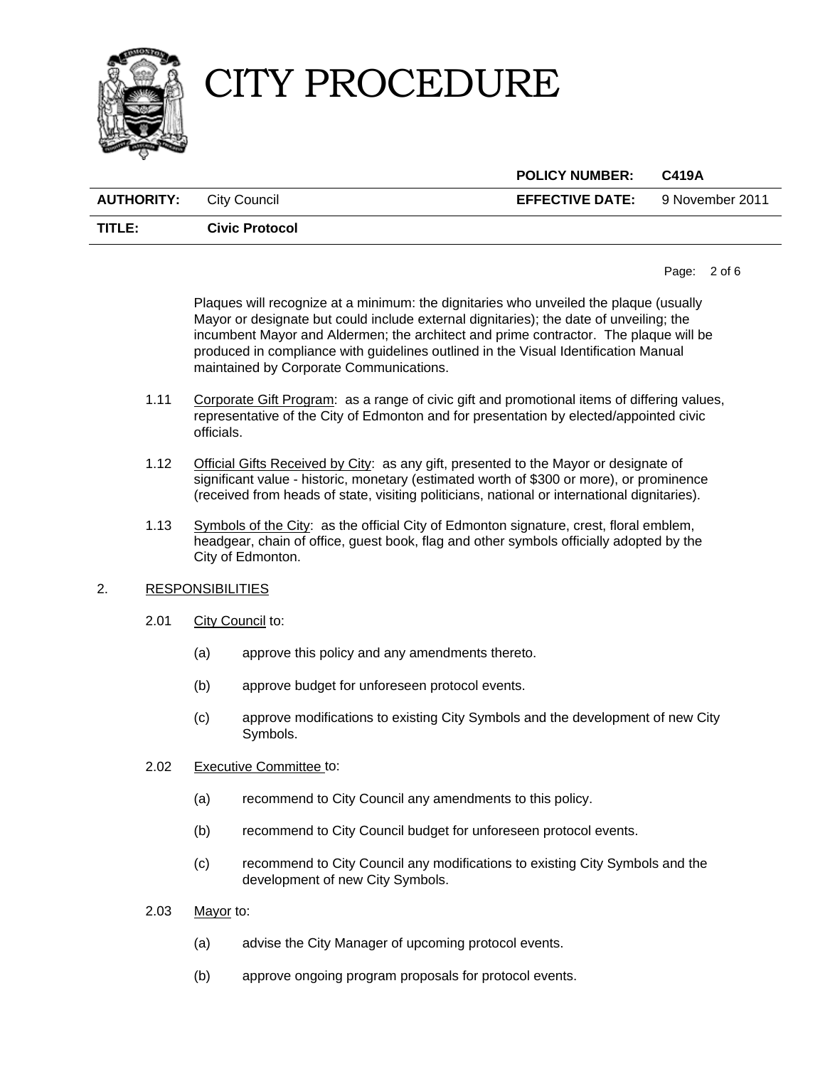Plaques will recognize at a minimum: the dignitaries who unveiled the plaque (usually Mayor or designate but could include external dignitaries); the date of unveiling; the incumbent Mayor and Aldermen; the architect and prime contractor. The plaque will be produced in compliance with guidelines outlined in the Visual Identification Manual maintained by Corporate Communications.

1.11 Corporate Gift Program: as a range of civic gift and promotional items of differing values, representative of the City of Edmonton and for presentation by elected/appointed civic officials.

1.12 Official Gifts Received by City: as any gift, presented to the Mayor or designate of significant value - historic, monetary (estimated worth of $300 or more), or prominence (received from heads of state, visiting politicians, national or international dignitaries).

1.13 Symbols of the City: as the official City of Edmonton signature, crest, floral emblem, headgear, chain of office, guest book, flag and other symbols officially adopted by the City of Edmonton.

## 2. RESPONSIBILITIES

2.01 City Council to:

(a) approve this policy and any amendments thereto.

(b) approve budget for unforeseen protocol events.

(c) approve modifications to existing City Symbols and the development of new City Symbols.

2.02 Executive Committee to:

(a) recommend to City Council any amendments to this policy.

(b) recommend to City Council budget for unforeseen protocol events.

(c) recommend to City Council any modifications to existing City Symbols and the development of new City Symbols.

2.03 Mayor to:

(a) advise the City Manager of upcoming protocol events.

(b) approve ongoing program proposals for protocol events.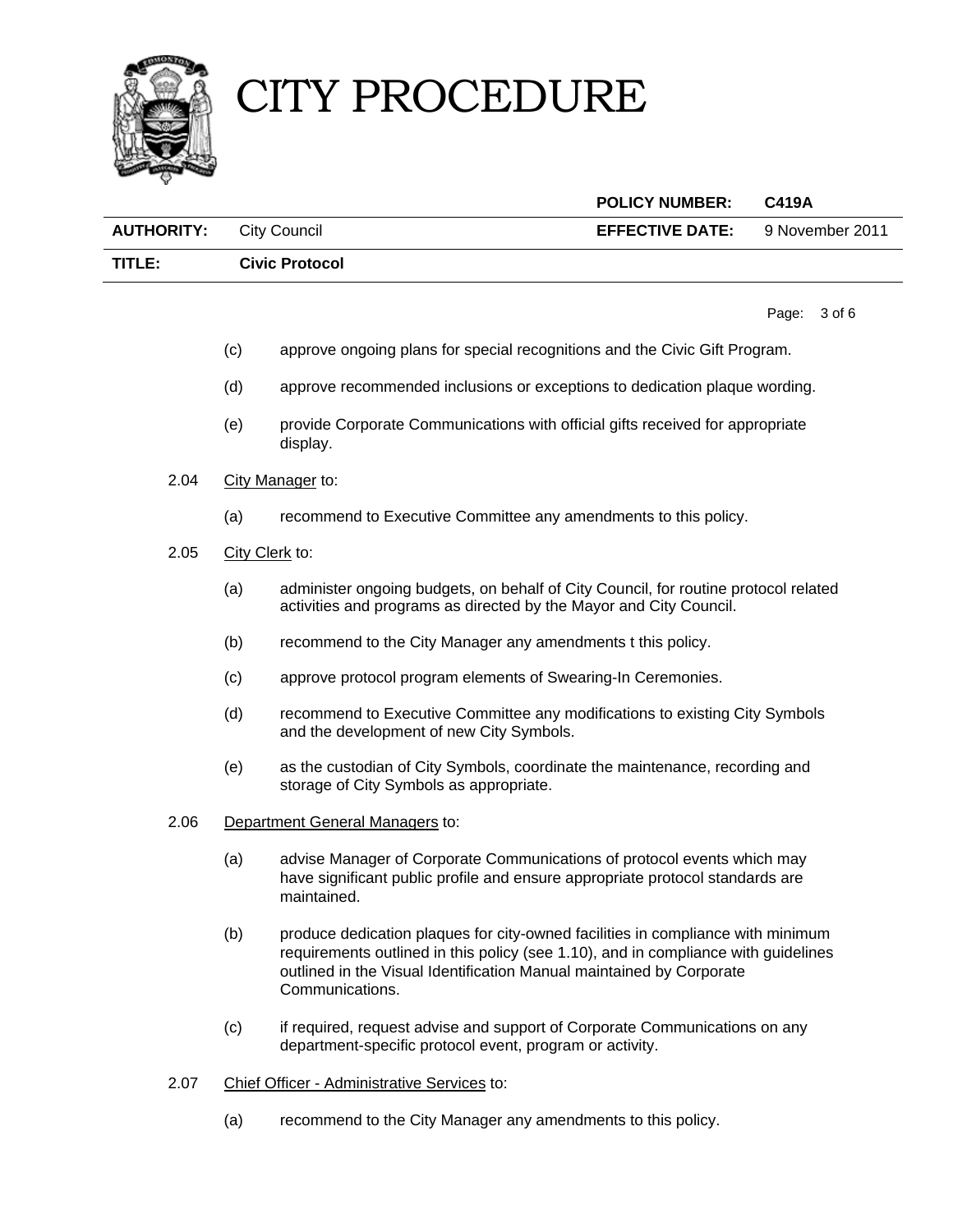(c) approve ongoing plans for special recognitions and the Civic Gift Program.

(d) approve recommended inclusions or exceptions to dedication plaque wording.

(e) provide Corporate Communications with official gifts received for appropriate display.

2.04 City Manager to:

(a) recommend to Executive Committee any amendments to this policy.

2.05 City Clerk to:

(a) administer ongoing budgets, on behalf of City Council, for routine protocol related activities and programs as directed by the Mayor and City Council.

(b) recommend to the City Manager any amendments t this policy.

(c) approve protocol program elements of Swearing-In Ceremonies.

(d) recommend to Executive Committee any modifications to existing City Symbols and the development of new City Symbols.

(e) as the custodian of City Symbols, coordinate the maintenance, recording and storage of City Symbols as appropriate.

2.06 Department General Managers to:

(a) advise Manager of Corporate Communications of protocol events which may have significant public profile and ensure appropriate protocol standards are maintained.

(b) produce dedication plaques for city-owned facilities in compliance with minimum requirements outlined in this policy (see 1.10), and in compliance with guidelines outlined in the Visual Identification Manual maintained by Corporate Communications.

(c) if required, request advise and support of Corporate Communications on any department-specific protocol event, program or activity.

2.07 Chief Officer - Administrative Services to:

(a) recommend to the City Manager any amendments to this policy.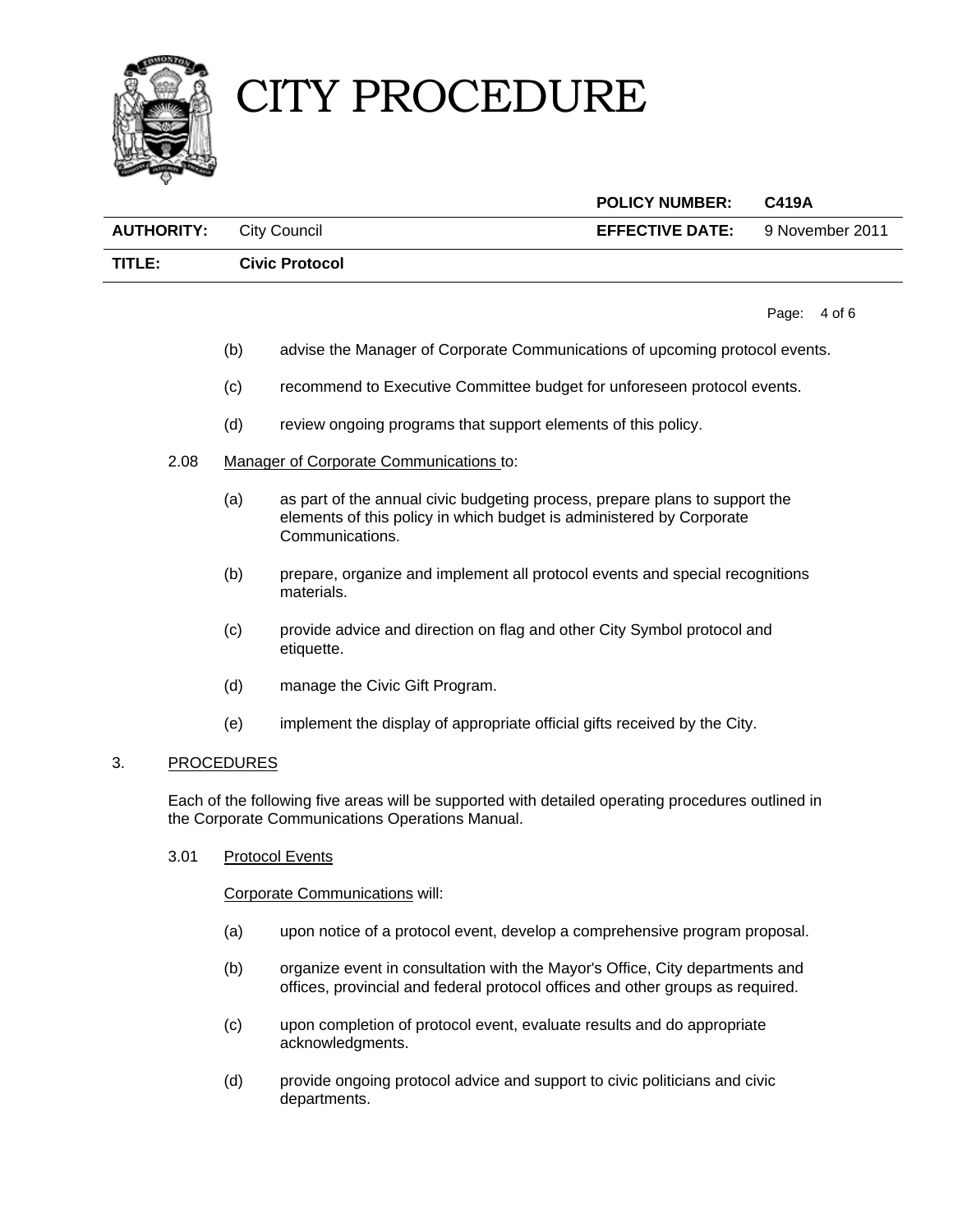(b) advise the Manager of Corporate Communications of upcoming protocol events.

(c) recommend to Executive Committee budget for unforeseen protocol events.

(d) review ongoing programs that support elements of this policy.

2.08 Manager of Corporate Communications to:

(a) as part of the annual civic budgeting process, prepare plans to support the elements of this policy in which budget is administered by Corporate Communications.

(b) prepare, organize and implement all protocol events and special recognitions materials.

(c) provide advice and direction on flag and other City Symbol protocol and etiquette.

(d) manage the Civic Gift Program.

(e) implement the display of appropriate official gifts received by the City.

## 3. PROCEDURES

Each of the following five areas will be supported with detailed operating procedures outlined in the Corporate Communications Operations Manual.

### 3.01 Protocol Events

Corporate Communications will:

(a) upon notice of a protocol event, develop a comprehensive program proposal.

(b) organize event in consultation with the Mayor's Office, City departments and offices, provincial and federal protocol offices and other groups as required.

(c) upon completion of protocol event, evaluate results and do appropriate acknowledgments.

(d) provide ongoing protocol advice and support to civic politicians and civic departments.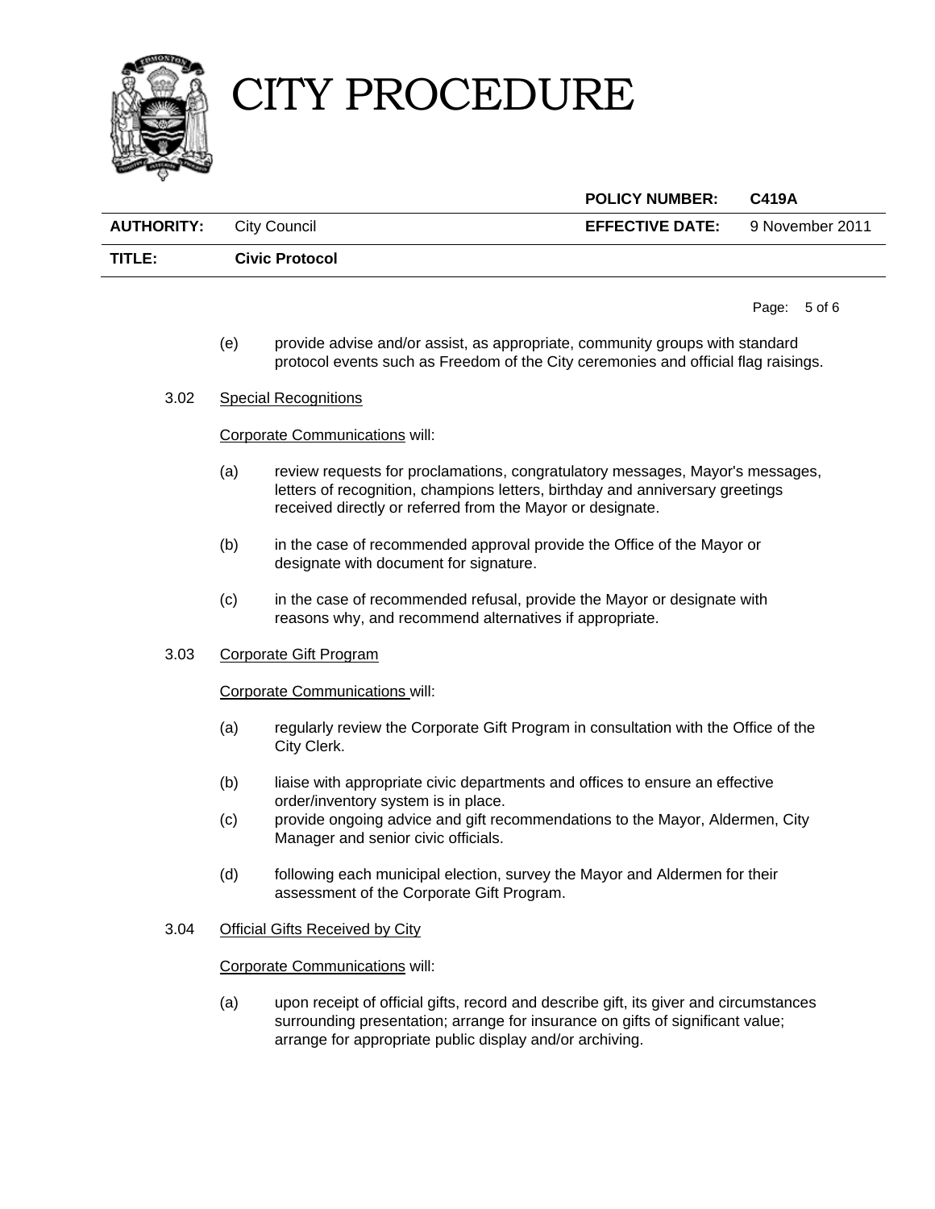(e) provide advise and/or assist, as appropriate, community groups with standard protocol events such as Freedom of the City ceremonies and official flag raisings.

3.02 Special Recognitions

Corporate Communications will:

(a) review requests for proclamations, congratulatory messages, Mayor's messages, letters of recognition, champions letters, birthday and anniversary greetings received directly or referred from the Mayor or designate.

(b) in the case of recommended approval provide the Office of the Mayor or designate with document for signature.

(c) in the case of recommended refusal, provide the Mayor or designate with reasons why, and recommend alternatives if appropriate.

3.03 Corporate Gift Program

Corporate Communications will:

(a) regularly review the Corporate Gift Program in consultation with the Office of the City Clerk.

(b) liaise with appropriate civic departments and offices to ensure an effective order/inventory system is in place.

(c) provide ongoing advice and gift recommendations to the Mayor, Aldermen, City Manager and senior civic officials.

(d) following each municipal election, survey the Mayor and Aldermen for their assessment of the Corporate Gift Program.

3.04 Official Gifts Received by City

Corporate Communications will:

(a) upon receipt of official gifts, record and describe gift, its giver and circumstances surrounding presentation; arrange for insurance on gifts of significant value; arrange for appropriate public display and/or archiving.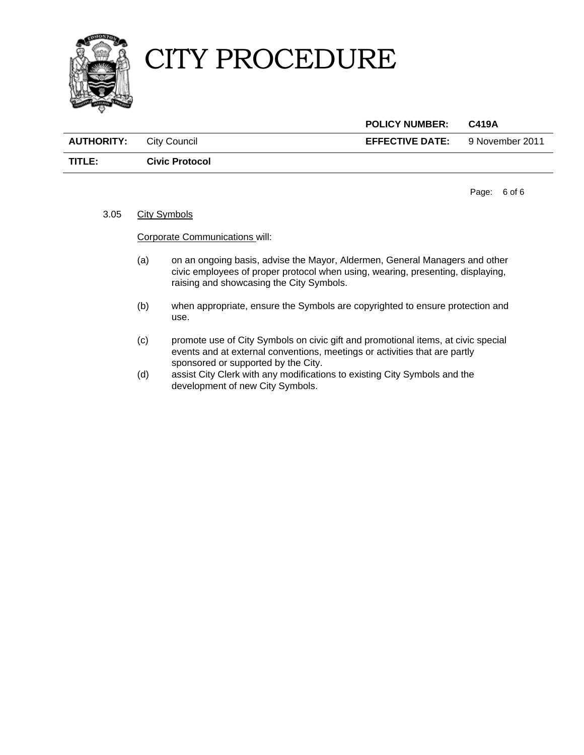3.05 City Symbols

Corporate Communications will:

(a) on an ongoing basis, advise the Mayor, Aldermen, General Managers and other civic employees of proper protocol when using, wearing, presenting, displaying, raising and showcasing the City Symbols.

(b) when appropriate, ensure the Symbols are copyrighted to ensure protection and use.

(c) promote use of City Symbols on civic gift and promotional items, at civic special events and at external conventions, meetings or activities that are partly sponsored or supported by the City.

(d) assist City Clerk with any modifications to existing City Symbols and the development of new City Symbols.